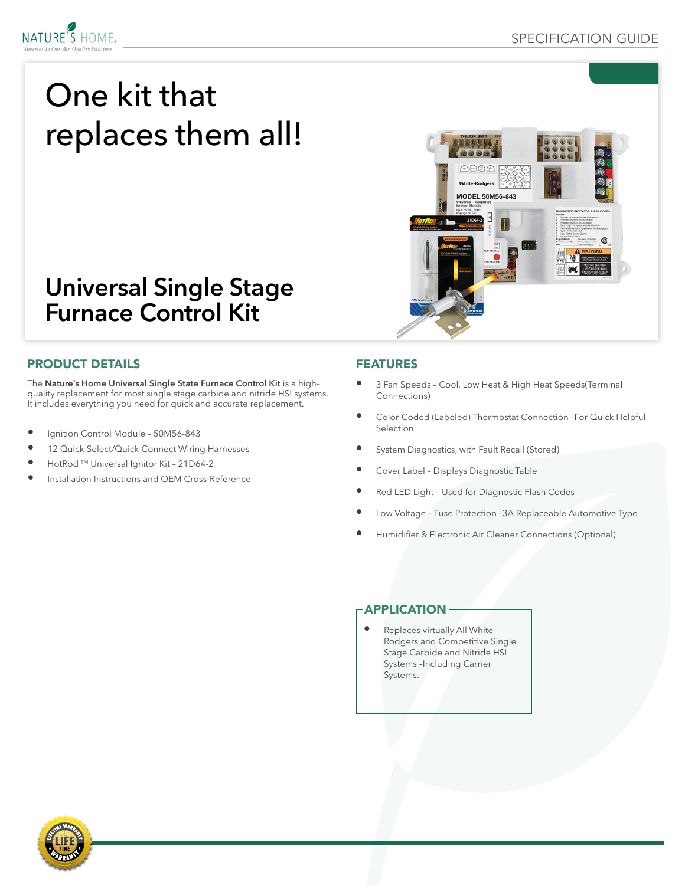# One kit that replaces them all!

## Universal Single Stage Furnace Control Kit

## PRODUCT DETAILS

The **Nature's Home Universal Single State Furnace Control Kit** is a high-quality replacement for most single stage carbide and nitride HSI systems. It includes everything you need for quick and accurate replacement.

- Ignition Control Module – 50M56-843
- 12 Quick-Select/Quick-Connect Wiring Harnesses
- HotRod ™ Universal Ignitor Kit – 21D64-2
- Installation Instructions and OEM Cross-Reference

## FEATURES

- 3 Fan Speeds – Cool, Low Heat & High Heat Speeds(Terminal Connections)
- Color-Coded (Labeled) Thermostat Connection –For Quick Helpful Selection
- System Diagnostics, with Fault Recall (Stored)
- Cover Label – Displays Diagnostic Table
- Red LED Light – Used for Diagnostic Flash Codes
- Low Voltage – Fuse Protection –3A Replaceable Automotive Type
- Humidifier & Electronic Air Cleaner Connections (Optional)

## APPLICATION

- Replaces virtually All White-Rodgers and Competitive Single Stage Carbide and Nitride HSI Systems –Including Carrier Systems.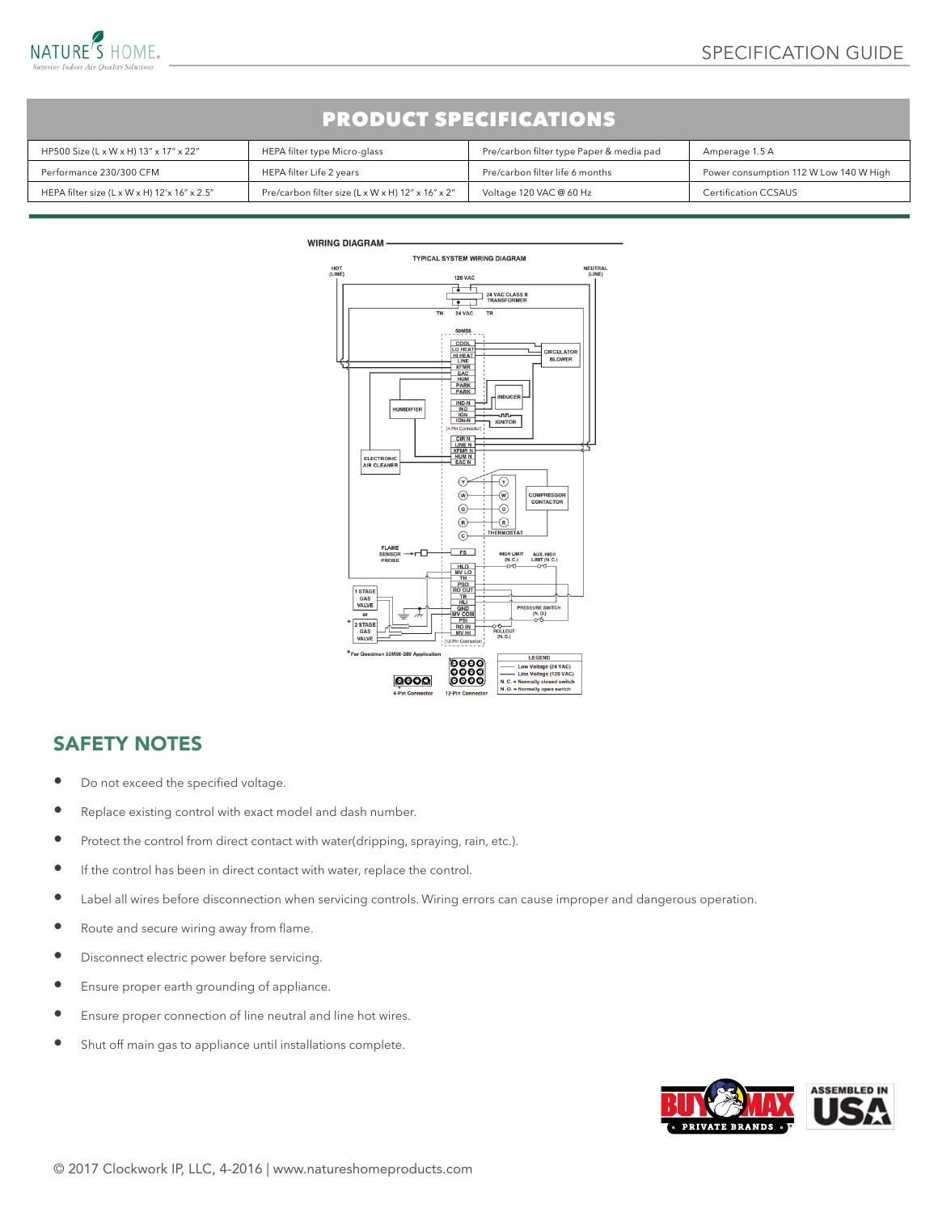## PRODUCT SPECIFICATIONS

| | | | |
|---|---|---|---|
| HP500 Size (L x W x H) 13" x 17" x 22" | HEPA filter type Micro-glass | Pre/carbon filter type Paper & media pad | Amperage 1.5 A |
| Performance 230/300 CFM | HEPA filter Life 2 years | Pre/carbon filter life 6 months | Power consumption 112 W Low 140 W High |
| HEPA filter size (L x W x H) 12'x 16" x 2.5" | Pre/carbon filter size (L x W x H) 12" x 16" x 2" | Voltage 120 VAC @ 60 Hz | Certification CCSAUS |

WIRING DIAGRAM

TYPICAL SYSTEM WIRING DIAGRAM

HOT (LINE)
NEUTRAL (LINE)
120 VAC
24 VAC CLASS II TRANSFORMER
TH
24 VAC
TR
50M56
COOL
LO HEAT
HI HEAT
LINE
XFMR
EAC
HUM
PARK
PARK
CIRCULATOR BLOWER
INDUCER
IND-N
IND
IGN
IGN-N
IGNITOR
HUMIDIFIER
[4-Pin Connector]
CIR N
LINE N
XFMR N
HUM N
EAC N
ELECTRONIC AIR CLEANER
Y
W
G
R
C
COMPRESSOR CONTACTOR
THERMOSTAT
FLAME SENSOR PROBE
FS
HIGH LIMIT (N.C.)
AUX. HIGH LIMIT (N.C.)
HLO
MV LO
TH
PSO
RO OUT
TR
HLI
GND
MV COM
PSI
RO IN
MV HI
1 STAGE GAS VALVE
or
* 2 STAGE GAS VALVE
PRESSURE SWITCH (N.O.)
ROLLOUT (N.C.)
[12-Pin Connector]
*For Goodman 50M56-289 Application
4-Pin Connector
12-Pin Connector
LEGEND
Low Voltage (24 VAC)
Line Voltage (120 VAC)
N.C. = Normally closed switch
N.O. = Normally open switch

## SAFETY NOTES

- Do not exceed the specified voltage.
- Replace existing control with exact model and dash number.
- Protect the control from direct contact with water(dripping, spraying, rain, etc.).
- If the control has been in direct contact with water, replace the control.
- Label all wires before disconnection when servicing controls. Wiring errors can cause improper and dangerous operation.
- Route and secure wiring away from flame.
- Disconnect electric power before servicing.
- Ensure proper earth grounding of appliance.
- Ensure proper connection of line neutral and line hot wires.
- Shut off main gas to appliance until installations complete.

BUY MAX PRIVATE BRANDS

ASSEMBLED IN USA

© 2017 Clockwork IP, LLC, 4-2016 | www.natureshomeproducts.com